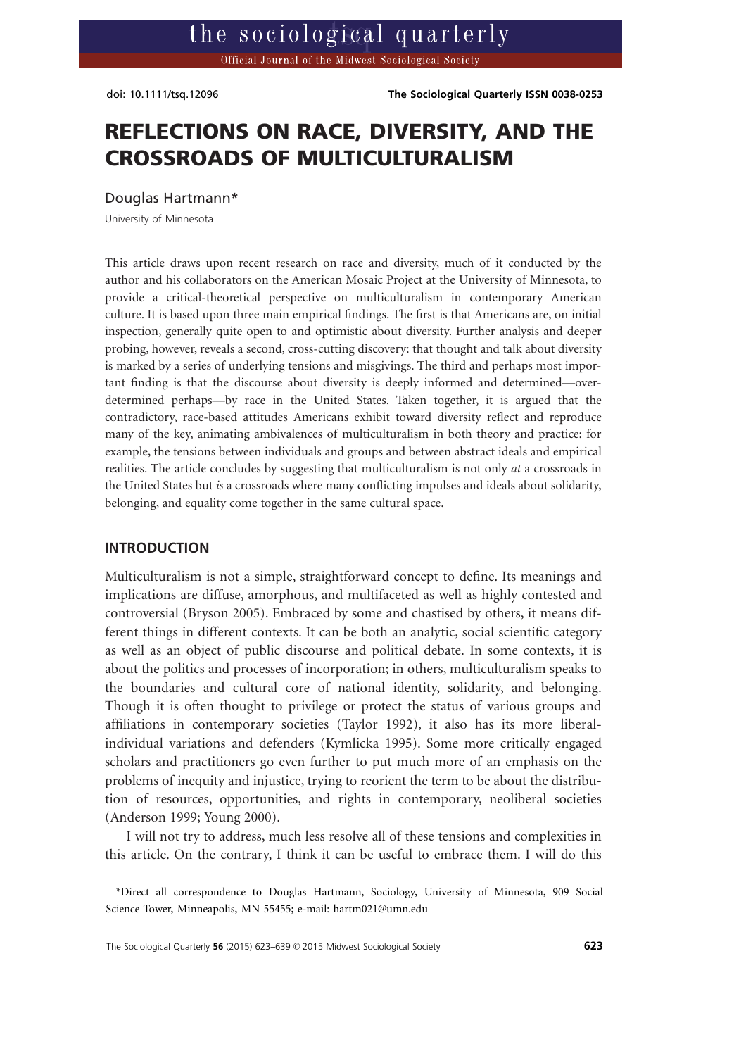doi: 10.1111/tsq.12096

# REFLECTIONS ON RACE, DIVERSITY, AND THE CROSSROADS OF MULTICULTURALISM

Douglas Hartmann*

University of Minnesota

This article draws upon recent research on race and diversity, much of it conducted by the author and his collaborators on the American Mosaic Project at the University of Minnesota, to provide a critical-theoretical perspective on multiculturalism in contemporary American culture. It is based upon three main empirical findings. The first is that Americans are, on initial inspection, generally quite open to and optimistic about diversity. Further analysis and deeper probing, however, reveals a second, cross-cutting discovery: that thought and talk about diversity is marked by a series of underlying tensions and misgivings. The third and perhaps most important finding is that the discourse about diversity is deeply informed and determined—overdetermined perhaps—by race in the United States. Taken together, it is argued that the contradictory, race-based attitudes Americans exhibit toward diversity reflect and reproduce many of the key, animating ambivalences of multiculturalism in both theory and practice: for example, the tensions between individuals and groups and between abstract ideals and empirical realities. The article concludes by suggesting that multiculturalism is not only *at* a crossroads in the United States but *is* a crossroads where many conflicting impulses and ideals about solidarity, belonging, and equality come together in the same cultural space.

## INTRODUCTION

Multiculturalism is not a simple, straightforward concept to define. Its meanings and implications are diffuse, amorphous, and multifaceted as well as highly contested and controversial (Bryson 2005). Embraced by some and chastised by others, it means different things in different contexts. It can be both an analytic, social scientific category as well as an object of public discourse and political debate. In some contexts, it is about the politics and processes of incorporation; in others, multiculturalism speaks to the boundaries and cultural core of national identity, solidarity, and belonging. Though it is often thought to privilege or protect the status of various groups and affiliations in contemporary societies (Taylor 1992), it also has its more liberal-individual variations and defenders (Kymlicka 1995). Some more critically engaged scholars and practitioners go even further to put much more of an emphasis on the problems of inequity and injustice, trying to reorient the term to be about the distribution of resources, opportunities, and rights in contemporary, neoliberal societies (Anderson 1999; Young 2000).

I will not try to address, much less resolve all of these tensions and complexities in this article. On the contrary, I think it can be useful to embrace them. I will do this

*Direct all correspondence to Douglas Hartmann, Sociology, University of Minnesota, 909 Social Science Tower, Minneapolis, MN 55455; e-mail: hartm021@umn.edu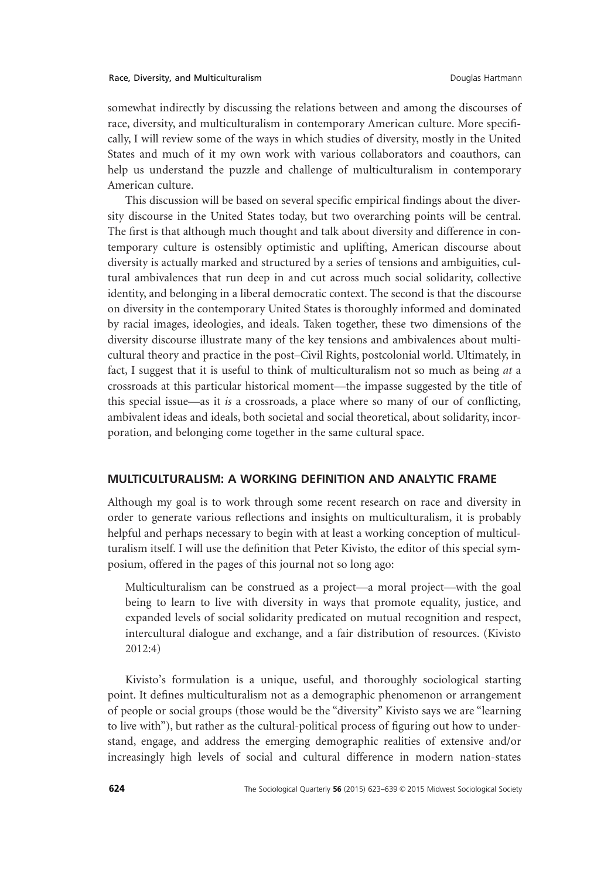somewhat indirectly by discussing the relations between and among the discourses of race, diversity, and multiculturalism in contemporary American culture. More specifically, I will review some of the ways in which studies of diversity, mostly in the United States and much of it my own work with various collaborators and coauthors, can help us understand the puzzle and challenge of multiculturalism in contemporary American culture.

This discussion will be based on several specific empirical findings about the diversity discourse in the United States today, but two overarching points will be central. The first is that although much thought and talk about diversity and difference in contemporary culture is ostensibly optimistic and uplifting, American discourse about diversity is actually marked and structured by a series of tensions and ambiguities, cultural ambivalences that run deep in and cut across much social solidarity, collective identity, and belonging in a liberal democratic context. The second is that the discourse on diversity in the contemporary United States is thoroughly informed and dominated by racial images, ideologies, and ideals. Taken together, these two dimensions of the diversity discourse illustrate many of the key tensions and ambivalences about multicultural theory and practice in the post–Civil Rights, postcolonial world. Ultimately, in fact, I suggest that it is useful to think of multiculturalism not so much as being *at* a crossroads at this particular historical moment—the impasse suggested by the title of this special issue—as it *is* a crossroads, a place where so many of our of conflicting, ambivalent ideas and ideals, both societal and social theoretical, about solidarity, incorporation, and belonging come together in the same cultural space.

## MULTICULTURALISM: A WORKING DEFINITION AND ANALYTIC FRAME

Although my goal is to work through some recent research on race and diversity in order to generate various reflections and insights on multiculturalism, it is probably helpful and perhaps necessary to begin with at least a working conception of multiculturalism itself. I will use the definition that Peter Kivisto, the editor of this special symposium, offered in the pages of this journal not so long ago:

> Multiculturalism can be construed as a project—a moral project—with the goal being to learn to live with diversity in ways that promote equality, justice, and expanded levels of social solidarity predicated on mutual recognition and respect, intercultural dialogue and exchange, and a fair distribution of resources. (Kivisto 2012:4)

Kivisto's formulation is a unique, useful, and thoroughly sociological starting point. It defines multiculturalism not as a demographic phenomenon or arrangement of people or social groups (those would be the "diversity" Kivisto says we are "learning to live with"), but rather as the cultural-political process of figuring out how to understand, engage, and address the emerging demographic realities of extensive and/or increasingly high levels of social and cultural difference in modern nation-states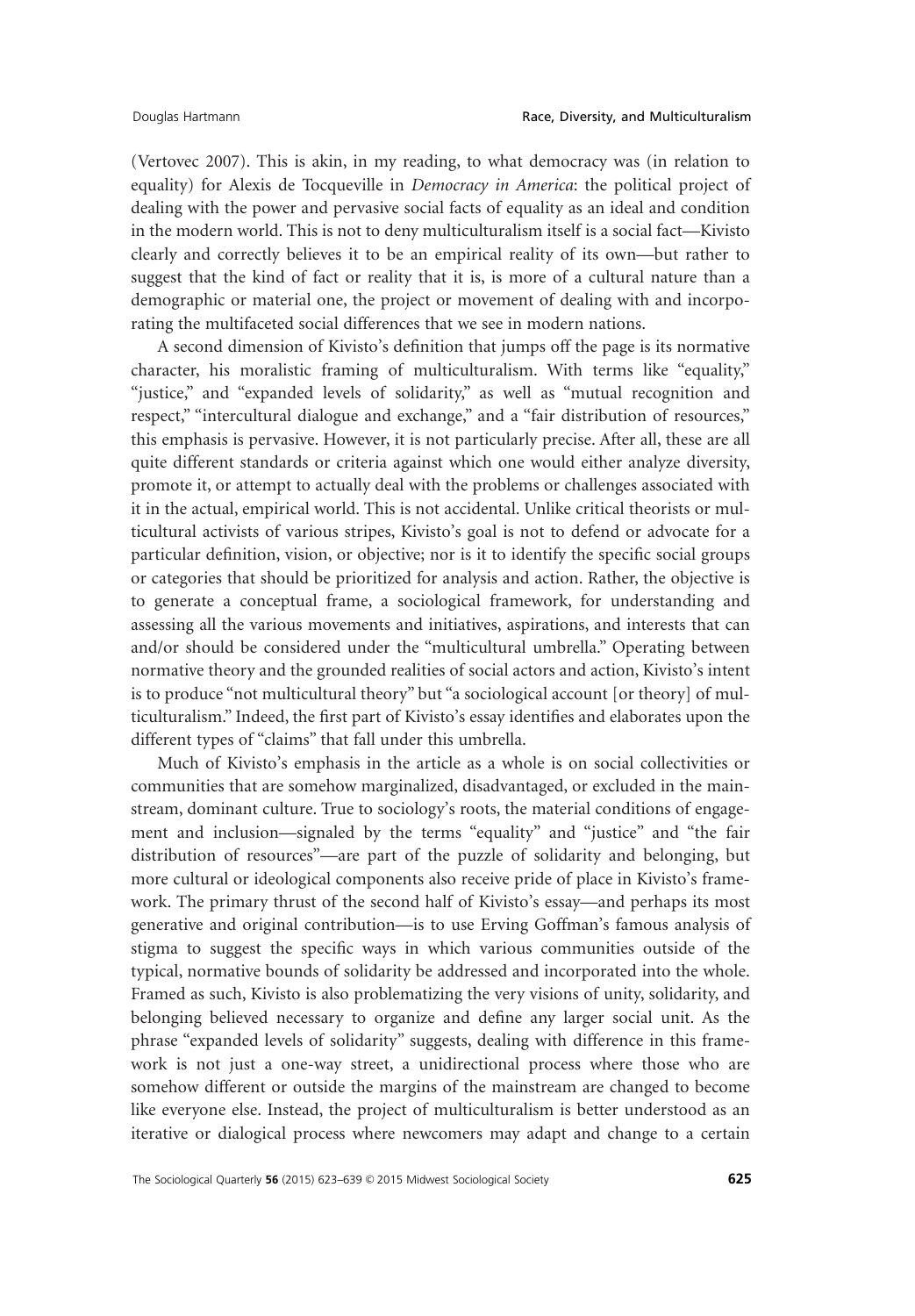(Vertovec 2007). This is akin, in my reading, to what democracy was (in relation to equality) for Alexis de Tocqueville in *Democracy in America*: the political project of dealing with the power and pervasive social facts of equality as an ideal and condition in the modern world. This is not to deny multiculturalism itself is a social fact—Kivisto clearly and correctly believes it to be an empirical reality of its own—but rather to suggest that the kind of fact or reality that it is, is more of a cultural nature than a demographic or material one, the project or movement of dealing with and incorporating the multifaceted social differences that we see in modern nations.

A second dimension of Kivisto's definition that jumps off the page is its normative character, his moralistic framing of multiculturalism. With terms like "equality," "justice," and "expanded levels of solidarity," as well as "mutual recognition and respect," "intercultural dialogue and exchange," and a "fair distribution of resources," this emphasis is pervasive. However, it is not particularly precise. After all, these are all quite different standards or criteria against which one would either analyze diversity, promote it, or attempt to actually deal with the problems or challenges associated with it in the actual, empirical world. This is not accidental. Unlike critical theorists or multicultural activists of various stripes, Kivisto's goal is not to defend or advocate for a particular definition, vision, or objective; nor is it to identify the specific social groups or categories that should be prioritized for analysis and action. Rather, the objective is to generate a conceptual frame, a sociological framework, for understanding and assessing all the various movements and initiatives, aspirations, and interests that can and/or should be considered under the "multicultural umbrella." Operating between normative theory and the grounded realities of social actors and action, Kivisto's intent is to produce "not multicultural theory" but "a sociological account [or theory] of multiculturalism." Indeed, the first part of Kivisto's essay identifies and elaborates upon the different types of "claims" that fall under this umbrella.

Much of Kivisto's emphasis in the article as a whole is on social collectivities or communities that are somehow marginalized, disadvantaged, or excluded in the mainstream, dominant culture. True to sociology's roots, the material conditions of engagement and inclusion—signaled by the terms "equality" and "justice" and "the fair distribution of resources"—are part of the puzzle of solidarity and belonging, but more cultural or ideological components also receive pride of place in Kivisto's framework. The primary thrust of the second half of Kivisto's essay—and perhaps its most generative and original contribution—is to use Erving Goffman's famous analysis of stigma to suggest the specific ways in which various communities outside of the typical, normative bounds of solidarity be addressed and incorporated into the whole. Framed as such, Kivisto is also problematizing the very visions of unity, solidarity, and belonging believed necessary to organize and define any larger social unit. As the phrase "expanded levels of solidarity" suggests, dealing with difference in this framework is not just a one-way street, a unidirectional process where those who are somehow different or outside the margins of the mainstream are changed to become like everyone else. Instead, the project of multiculturalism is better understood as an iterative or dialogical process where newcomers may adapt and change to a certain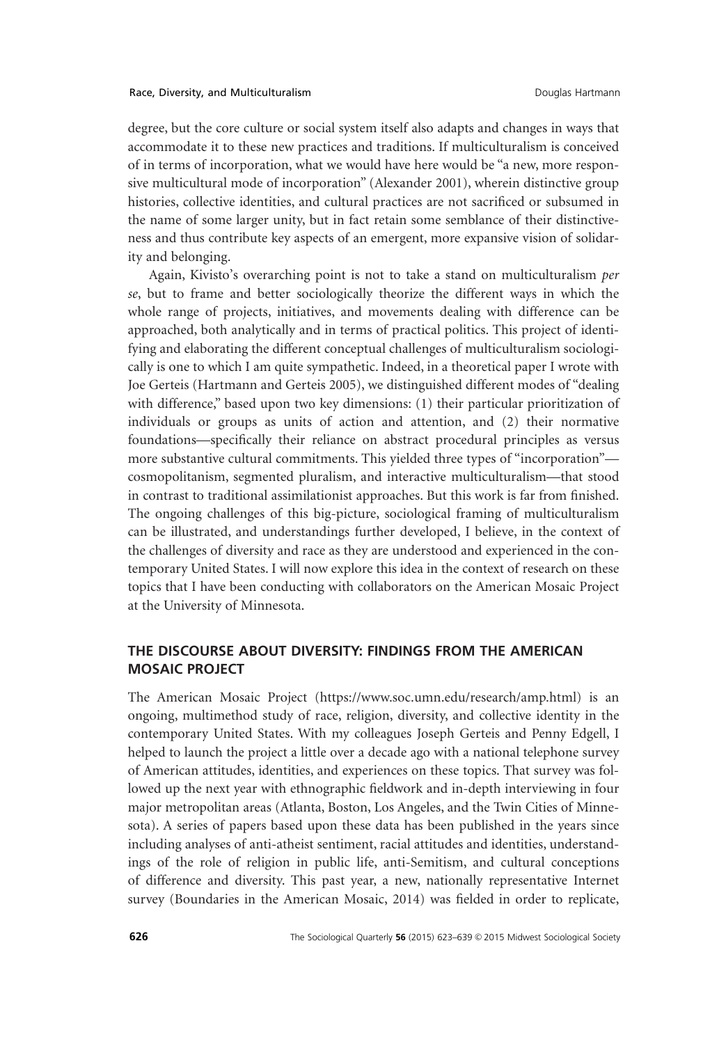degree, but the core culture or social system itself also adapts and changes in ways that accommodate it to these new practices and traditions. If multiculturalism is conceived of in terms of incorporation, what we would have here would be "a new, more responsive multicultural mode of incorporation" (Alexander 2001), wherein distinctive group histories, collective identities, and cultural practices are not sacrificed or subsumed in the name of some larger unity, but in fact retain some semblance of their distinctiveness and thus contribute key aspects of an emergent, more expansive vision of solidarity and belonging.

Again, Kivisto's overarching point is not to take a stand on multiculturalism *per se*, but to frame and better sociologically theorize the different ways in which the whole range of projects, initiatives, and movements dealing with difference can be approached, both analytically and in terms of practical politics. This project of identifying and elaborating the different conceptual challenges of multiculturalism sociologically is one to which I am quite sympathetic. Indeed, in a theoretical paper I wrote with Joe Gerteis (Hartmann and Gerteis 2005), we distinguished different modes of "dealing with difference," based upon two key dimensions: (1) their particular prioritization of individuals or groups as units of action and attention, and (2) their normative foundations—specifically their reliance on abstract procedural principles as versus more substantive cultural commitments. This yielded three types of "incorporation"—cosmopolitanism, segmented pluralism, and interactive multiculturalism—that stood in contrast to traditional assimilationist approaches. But this work is far from finished. The ongoing challenges of this big-picture, sociological framing of multiculturalism can be illustrated, and understandings further developed, I believe, in the context of the challenges of diversity and race as they are understood and experienced in the contemporary United States. I will now explore this idea in the context of research on these topics that I have been conducting with collaborators on the American Mosaic Project at the University of Minnesota.

## THE DISCOURSE ABOUT DIVERSITY: FINDINGS FROM THE AMERICAN MOSAIC PROJECT

The American Mosaic Project (https://www.soc.umn.edu/research/amp.html) is an ongoing, multimethod study of race, religion, diversity, and collective identity in the contemporary United States. With my colleagues Joseph Gerteis and Penny Edgell, I helped to launch the project a little over a decade ago with a national telephone survey of American attitudes, identities, and experiences on these topics. That survey was followed up the next year with ethnographic fieldwork and in-depth interviewing in four major metropolitan areas (Atlanta, Boston, Los Angeles, and the Twin Cities of Minnesota). A series of papers based upon these data has been published in the years since including analyses of anti-atheist sentiment, racial attitudes and identities, understandings of the role of religion in public life, anti-Semitism, and cultural conceptions of difference and diversity. This past year, a new, nationally representative Internet survey (Boundaries in the American Mosaic, 2014) was fielded in order to replicate,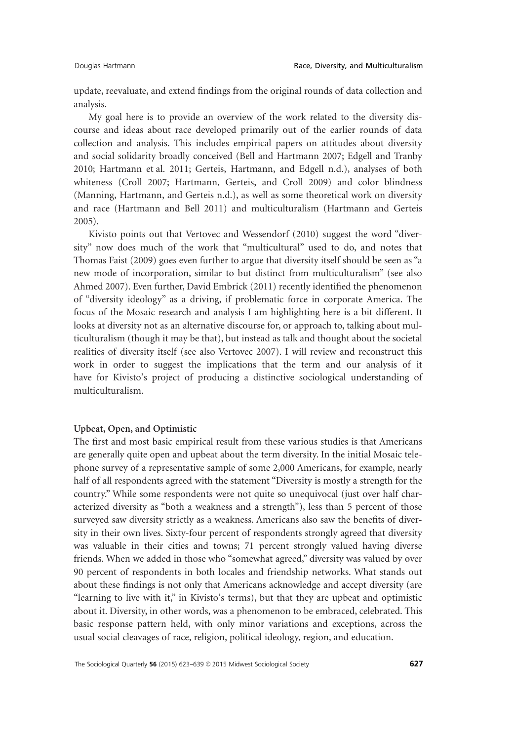update, reevaluate, and extend findings from the original rounds of data collection and analysis.

My goal here is to provide an overview of the work related to the diversity discourse and ideas about race developed primarily out of the earlier rounds of data collection and analysis. This includes empirical papers on attitudes about diversity and social solidarity broadly conceived (Bell and Hartmann 2007; Edgell and Tranby 2010; Hartmann et al. 2011; Gerteis, Hartmann, and Edgell n.d.), analyses of both whiteness (Croll 2007; Hartmann, Gerteis, and Croll 2009) and color blindness (Manning, Hartmann, and Gerteis n.d.), as well as some theoretical work on diversity and race (Hartmann and Bell 2011) and multiculturalism (Hartmann and Gerteis 2005).

Kivisto points out that Vertovec and Wessendorf (2010) suggest the word "diversity" now does much of the work that "multicultural" used to do, and notes that Thomas Faist (2009) goes even further to argue that diversity itself should be seen as "a new mode of incorporation, similar to but distinct from multiculturalism" (see also Ahmed 2007). Even further, David Embrick (2011) recently identified the phenomenon of "diversity ideology" as a driving, if problematic force in corporate America. The focus of the Mosaic research and analysis I am highlighting here is a bit different. It looks at diversity not as an alternative discourse for, or approach to, talking about multiculturalism (though it may be that), but instead as talk and thought about the societal realities of diversity itself (see also Vertovec 2007). I will review and reconstruct this work in order to suggest the implications that the term and our analysis of it have for Kivisto's project of producing a distinctive sociological understanding of multiculturalism.

### Upbeat, Open, and Optimistic

The first and most basic empirical result from these various studies is that Americans are generally quite open and upbeat about the term diversity. In the initial Mosaic telephone survey of a representative sample of some 2,000 Americans, for example, nearly half of all respondents agreed with the statement "Diversity is mostly a strength for the country." While some respondents were not quite so unequivocal (just over half characterized diversity as "both a weakness and a strength"), less than 5 percent of those surveyed saw diversity strictly as a weakness. Americans also saw the benefits of diversity in their own lives. Sixty-four percent of respondents strongly agreed that diversity was valuable in their cities and towns; 71 percent strongly valued having diverse friends. When we added in those who "somewhat agreed," diversity was valued by over 90 percent of respondents in both locales and friendship networks. What stands out about these findings is not only that Americans acknowledge and accept diversity (are "learning to live with it," in Kivisto's terms), but that they are upbeat and optimistic about it. Diversity, in other words, was a phenomenon to be embraced, celebrated. This basic response pattern held, with only minor variations and exceptions, across the usual social cleavages of race, religion, political ideology, region, and education.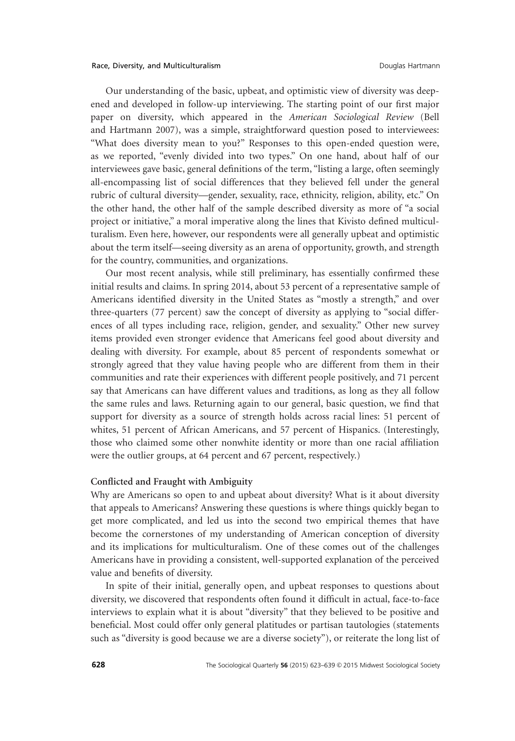Our understanding of the basic, upbeat, and optimistic view of diversity was deepened and developed in follow-up interviewing. The starting point of our first major paper on diversity, which appeared in the *American Sociological Review* (Bell and Hartmann 2007), was a simple, straightforward question posed to interviewees: "What does diversity mean to you?" Responses to this open-ended question were, as we reported, "evenly divided into two types." On one hand, about half of our interviewees gave basic, general definitions of the term, "listing a large, often seemingly all-encompassing list of social differences that they believed fell under the general rubric of cultural diversity—gender, sexuality, race, ethnicity, religion, ability, etc." On the other hand, the other half of the sample described diversity as more of "a social project or initiative," a moral imperative along the lines that Kivisto defined multiculturalism. Even here, however, our respondents were all generally upbeat and optimistic about the term itself—seeing diversity as an arena of opportunity, growth, and strength for the country, communities, and organizations.

Our most recent analysis, while still preliminary, has essentially confirmed these initial results and claims. In spring 2014, about 53 percent of a representative sample of Americans identified diversity in the United States as "mostly a strength," and over three-quarters (77 percent) saw the concept of diversity as applying to "social differences of all types including race, religion, gender, and sexuality." Other new survey items provided even stronger evidence that Americans feel good about diversity and dealing with diversity. For example, about 85 percent of respondents somewhat or strongly agreed that they value having people who are different from them in their communities and rate their experiences with different people positively, and 71 percent say that Americans can have different values and traditions, as long as they all follow the same rules and laws. Returning again to our general, basic question, we find that support for diversity as a source of strength holds across racial lines: 51 percent of whites, 51 percent of African Americans, and 57 percent of Hispanics. (Interestingly, those who claimed some other nonwhite identity or more than one racial affiliation were the outlier groups, at 64 percent and 67 percent, respectively.)

### Conflicted and Fraught with Ambiguity

Why are Americans so open to and upbeat about diversity? What is it about diversity that appeals to Americans? Answering these questions is where things quickly began to get more complicated, and led us into the second two empirical themes that have become the cornerstones of my understanding of American conception of diversity and its implications for multiculturalism. One of these comes out of the challenges Americans have in providing a consistent, well-supported explanation of the perceived value and benefits of diversity.

In spite of their initial, generally open, and upbeat responses to questions about diversity, we discovered that respondents often found it difficult in actual, face-to-face interviews to explain what it is about "diversity" that they believed to be positive and beneficial. Most could offer only general platitudes or partisan tautologies (statements such as "diversity is good because we are a diverse society"), or reiterate the long list of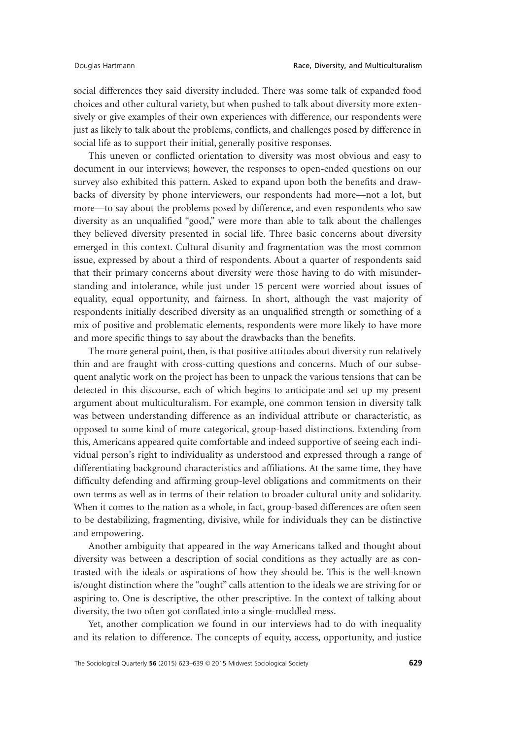social differences they said diversity included. There was some talk of expanded food choices and other cultural variety, but when pushed to talk about diversity more extensively or give examples of their own experiences with difference, our respondents were just as likely to talk about the problems, conflicts, and challenges posed by difference in social life as to support their initial, generally positive responses.

This uneven or conflicted orientation to diversity was most obvious and easy to document in our interviews; however, the responses to open-ended questions on our survey also exhibited this pattern. Asked to expand upon both the benefits and drawbacks of diversity by phone interviewers, our respondents had more—not a lot, but more—to say about the problems posed by difference, and even respondents who saw diversity as an unqualified "good," were more than able to talk about the challenges they believed diversity presented in social life. Three basic concerns about diversity emerged in this context. Cultural disunity and fragmentation was the most common issue, expressed by about a third of respondents. About a quarter of respondents said that their primary concerns about diversity were those having to do with misunderstanding and intolerance, while just under 15 percent were worried about issues of equality, equal opportunity, and fairness. In short, although the vast majority of respondents initially described diversity as an unqualified strength or something of a mix of positive and problematic elements, respondents were more likely to have more and more specific things to say about the drawbacks than the benefits.

The more general point, then, is that positive attitudes about diversity run relatively thin and are fraught with cross-cutting questions and concerns. Much of our subsequent analytic work on the project has been to unpack the various tensions that can be detected in this discourse, each of which begins to anticipate and set up my present argument about multiculturalism. For example, one common tension in diversity talk was between understanding difference as an individual attribute or characteristic, as opposed to some kind of more categorical, group-based distinctions. Extending from this, Americans appeared quite comfortable and indeed supportive of seeing each individual person's right to individuality as understood and expressed through a range of differentiating background characteristics and affiliations. At the same time, they have difficulty defending and affirming group-level obligations and commitments on their own terms as well as in terms of their relation to broader cultural unity and solidarity. When it comes to the nation as a whole, in fact, group-based differences are often seen to be destabilizing, fragmenting, divisive, while for individuals they can be distinctive and empowering.

Another ambiguity that appeared in the way Americans talked and thought about diversity was between a description of social conditions as they actually are as contrasted with the ideals or aspirations of how they should be. This is the well-known is/ought distinction where the "ought" calls attention to the ideals we are striving for or aspiring to. One is descriptive, the other prescriptive. In the context of talking about diversity, the two often got conflated into a single-muddled mess.

Yet, another complication we found in our interviews had to do with inequality and its relation to difference. The concepts of equity, access, opportunity, and justice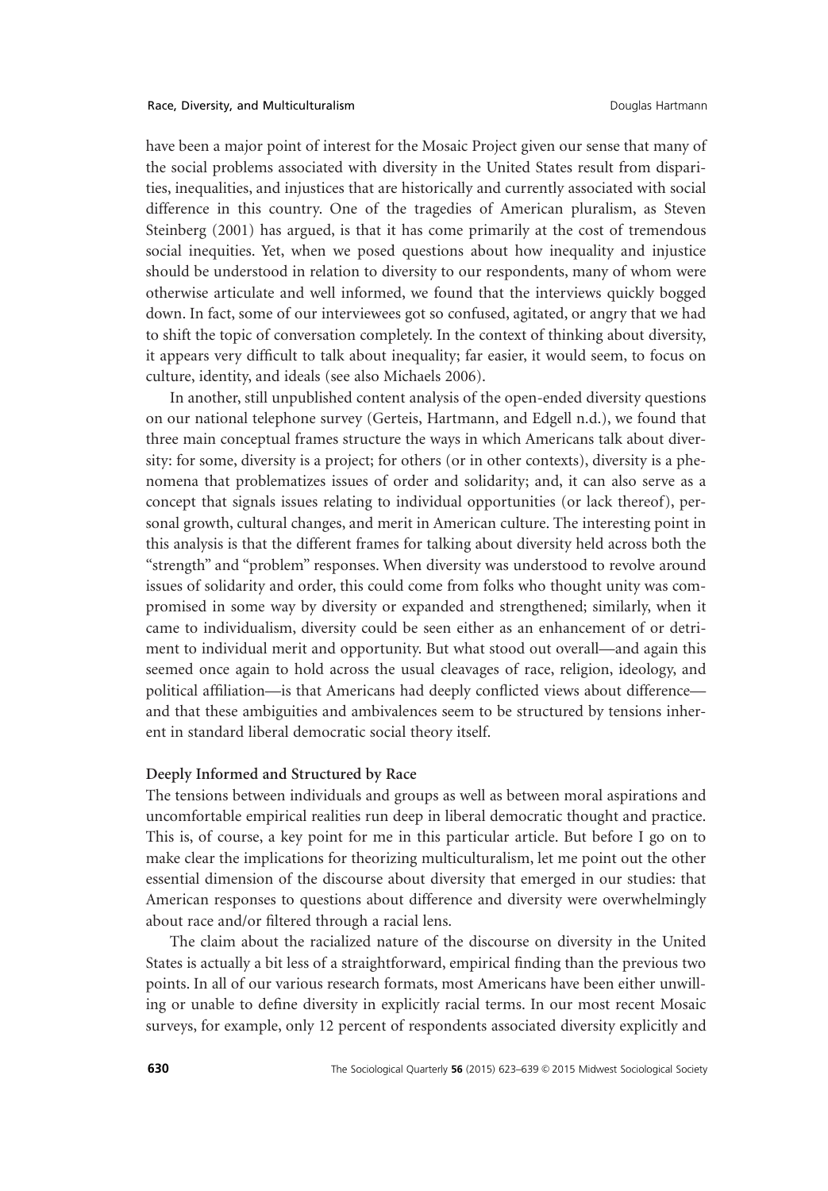have been a major point of interest for the Mosaic Project given our sense that many of the social problems associated with diversity in the United States result from disparities, inequalities, and injustices that are historically and currently associated with social difference in this country. One of the tragedies of American pluralism, as Steven Steinberg (2001) has argued, is that it has come primarily at the cost of tremendous social inequities. Yet, when we posed questions about how inequality and injustice should be understood in relation to diversity to our respondents, many of whom were otherwise articulate and well informed, we found that the interviews quickly bogged down. In fact, some of our interviewees got so confused, agitated, or angry that we had to shift the topic of conversation completely. In the context of thinking about diversity, it appears very difficult to talk about inequality; far easier, it would seem, to focus on culture, identity, and ideals (see also Michaels 2006).

In another, still unpublished content analysis of the open-ended diversity questions on our national telephone survey (Gerteis, Hartmann, and Edgell n.d.), we found that three main conceptual frames structure the ways in which Americans talk about diversity: for some, diversity is a project; for others (or in other contexts), diversity is a phenomena that problematizes issues of order and solidarity; and, it can also serve as a concept that signals issues relating to individual opportunities (or lack thereof), personal growth, cultural changes, and merit in American culture. The interesting point in this analysis is that the different frames for talking about diversity held across both the "strength" and "problem" responses. When diversity was understood to revolve around issues of solidarity and order, this could come from folks who thought unity was compromised in some way by diversity or expanded and strengthened; similarly, when it came to individualism, diversity could be seen either as an enhancement of or detriment to individual merit and opportunity. But what stood out overall—and again this seemed once again to hold across the usual cleavages of race, religion, ideology, and political affiliation—is that Americans had deeply conflicted views about difference—and that these ambiguities and ambivalences seem to be structured by tensions inherent in standard liberal democratic social theory itself.

### Deeply Informed and Structured by Race

The tensions between individuals and groups as well as between moral aspirations and uncomfortable empirical realities run deep in liberal democratic thought and practice. This is, of course, a key point for me in this particular article. But before I go on to make clear the implications for theorizing multiculturalism, let me point out the other essential dimension of the discourse about diversity that emerged in our studies: that American responses to questions about difference and diversity were overwhelmingly about race and/or filtered through a racial lens.

The claim about the racialized nature of the discourse on diversity in the United States is actually a bit less of a straightforward, empirical finding than the previous two points. In all of our various research formats, most Americans have been either unwilling or unable to define diversity in explicitly racial terms. In our most recent Mosaic surveys, for example, only 12 percent of respondents associated diversity explicitly and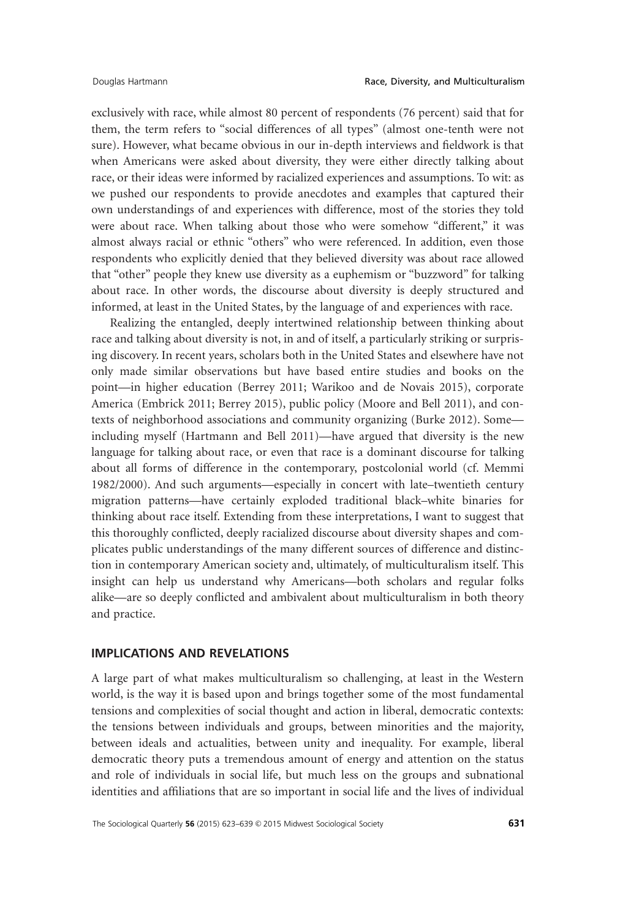exclusively with race, while almost 80 percent of respondents (76 percent) said that for them, the term refers to "social differences of all types" (almost one-tenth were not sure). However, what became obvious in our in-depth interviews and fieldwork is that when Americans were asked about diversity, they were either directly talking about race, or their ideas were informed by racialized experiences and assumptions. To wit: as we pushed our respondents to provide anecdotes and examples that captured their own understandings of and experiences with difference, most of the stories they told were about race. When talking about those who were somehow "different," it was almost always racial or ethnic "others" who were referenced. In addition, even those respondents who explicitly denied that they believed diversity was about race allowed that "other" people they knew use diversity as a euphemism or "buzzword" for talking about race. In other words, the discourse about diversity is deeply structured and informed, at least in the United States, by the language of and experiences with race.

Realizing the entangled, deeply intertwined relationship between thinking about race and talking about diversity is not, in and of itself, a particularly striking or surprising discovery. In recent years, scholars both in the United States and elsewhere have not only made similar observations but have based entire studies and books on the point—in higher education (Berrey 2011; Warikoo and de Novais 2015), corporate America (Embrick 2011; Berrey 2015), public policy (Moore and Bell 2011), and contexts of neighborhood associations and community organizing (Burke 2012). Some—including myself (Hartmann and Bell 2011)—have argued that diversity is the new language for talking about race, or even that race is a dominant discourse for talking about all forms of difference in the contemporary, postcolonial world (cf. Memmi 1982/2000). And such arguments—especially in concert with late–twentieth century migration patterns—have certainly exploded traditional black–white binaries for thinking about race itself. Extending from these interpretations, I want to suggest that this thoroughly conflicted, deeply racialized discourse about diversity shapes and complicates public understandings of the many different sources of difference and distinction in contemporary American society and, ultimately, of multiculturalism itself. This insight can help us understand why Americans—both scholars and regular folks alike—are so deeply conflicted and ambivalent about multiculturalism in both theory and practice.

## IMPLICATIONS AND REVELATIONS

A large part of what makes multiculturalism so challenging, at least in the Western world, is the way it is based upon and brings together some of the most fundamental tensions and complexities of social thought and action in liberal, democratic contexts: the tensions between individuals and groups, between minorities and the majority, between ideals and actualities, between unity and inequality. For example, liberal democratic theory puts a tremendous amount of energy and attention on the status and role of individuals in social life, but much less on the groups and subnational identities and affiliations that are so important in social life and the lives of individual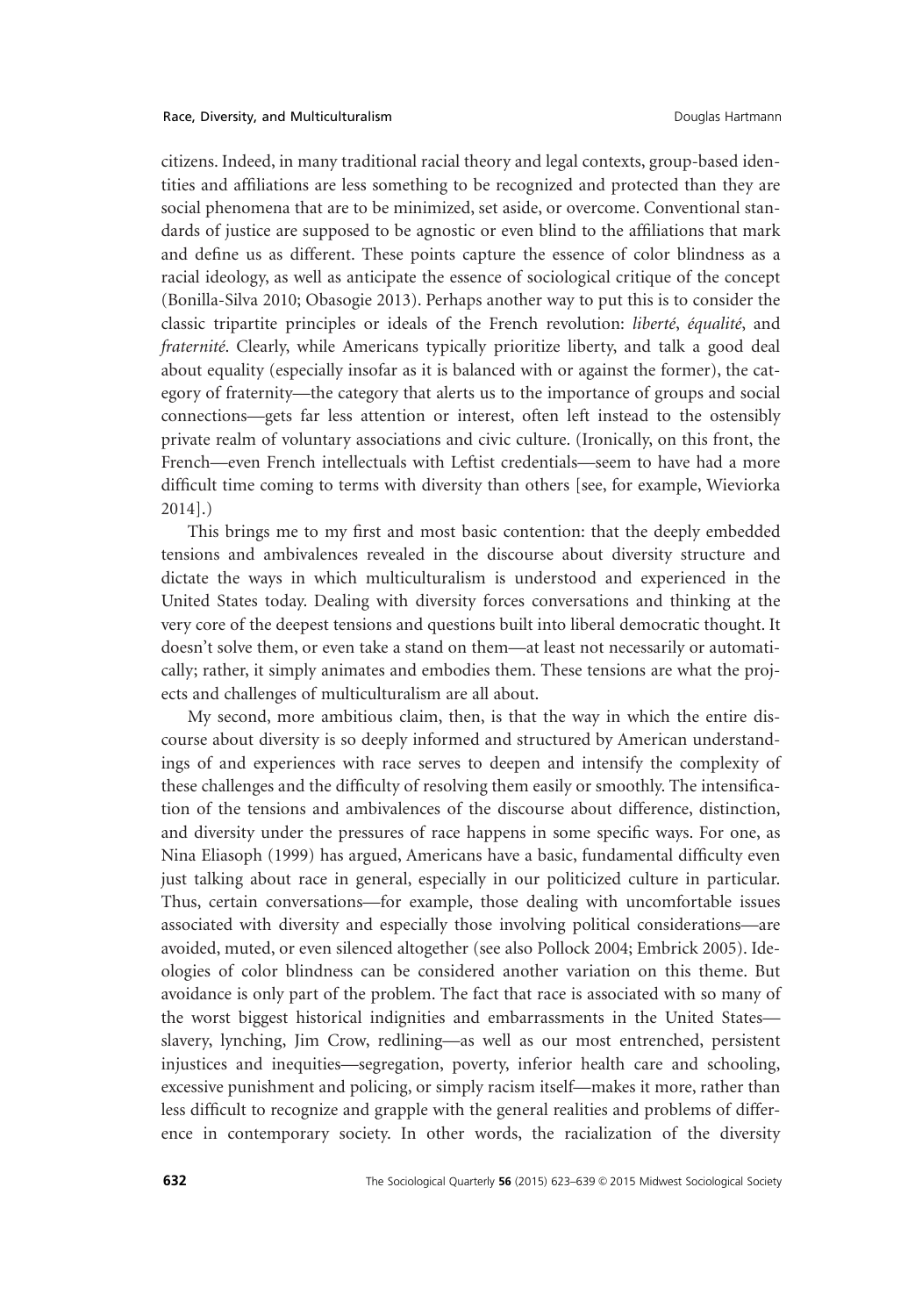citizens. Indeed, in many traditional racial theory and legal contexts, group-based identities and affiliations are less something to be recognized and protected than they are social phenomena that are to be minimized, set aside, or overcome. Conventional standards of justice are supposed to be agnostic or even blind to the affiliations that mark and define us as different. These points capture the essence of color blindness as a racial ideology, as well as anticipate the essence of sociological critique of the concept (Bonilla-Silva 2010; Obasogie 2013). Perhaps another way to put this is to consider the classic tripartite principles or ideals of the French revolution: *liberté*, *équalité*, and *fraternité*. Clearly, while Americans typically prioritize liberty, and talk a good deal about equality (especially insofar as it is balanced with or against the former), the category of fraternity—the category that alerts us to the importance of groups and social connections—gets far less attention or interest, often left instead to the ostensibly private realm of voluntary associations and civic culture. (Ironically, on this front, the French—even French intellectuals with Leftist credentials—seem to have had a more difficult time coming to terms with diversity than others [see, for example, Wieviorka 2014].)

This brings me to my first and most basic contention: that the deeply embedded tensions and ambivalences revealed in the discourse about diversity structure and dictate the ways in which multiculturalism is understood and experienced in the United States today. Dealing with diversity forces conversations and thinking at the very core of the deepest tensions and questions built into liberal democratic thought. It doesn't solve them, or even take a stand on them—at least not necessarily or automatically; rather, it simply animates and embodies them. These tensions are what the projects and challenges of multiculturalism are all about.

My second, more ambitious claim, then, is that the way in which the entire discourse about diversity is so deeply informed and structured by American understandings of and experiences with race serves to deepen and intensify the complexity of these challenges and the difficulty of resolving them easily or smoothly. The intensification of the tensions and ambivalences of the discourse about difference, distinction, and diversity under the pressures of race happens in some specific ways. For one, as Nina Eliasoph (1999) has argued, Americans have a basic, fundamental difficulty even just talking about race in general, especially in our politicized culture in particular. Thus, certain conversations—for example, those dealing with uncomfortable issues associated with diversity and especially those involving political considerations—are avoided, muted, or even silenced altogether (see also Pollock 2004; Embrick 2005). Ideologies of color blindness can be considered another variation on this theme. But avoidance is only part of the problem. The fact that race is associated with so many of the worst biggest historical indignities and embarrassments in the United States—slavery, lynching, Jim Crow, redlining—as well as our most entrenched, persistent injustices and inequities—segregation, poverty, inferior health care and schooling, excessive punishment and policing, or simply racism itself—makes it more, rather than less difficult to recognize and grapple with the general realities and problems of difference in contemporary society. In other words, the racialization of the diversity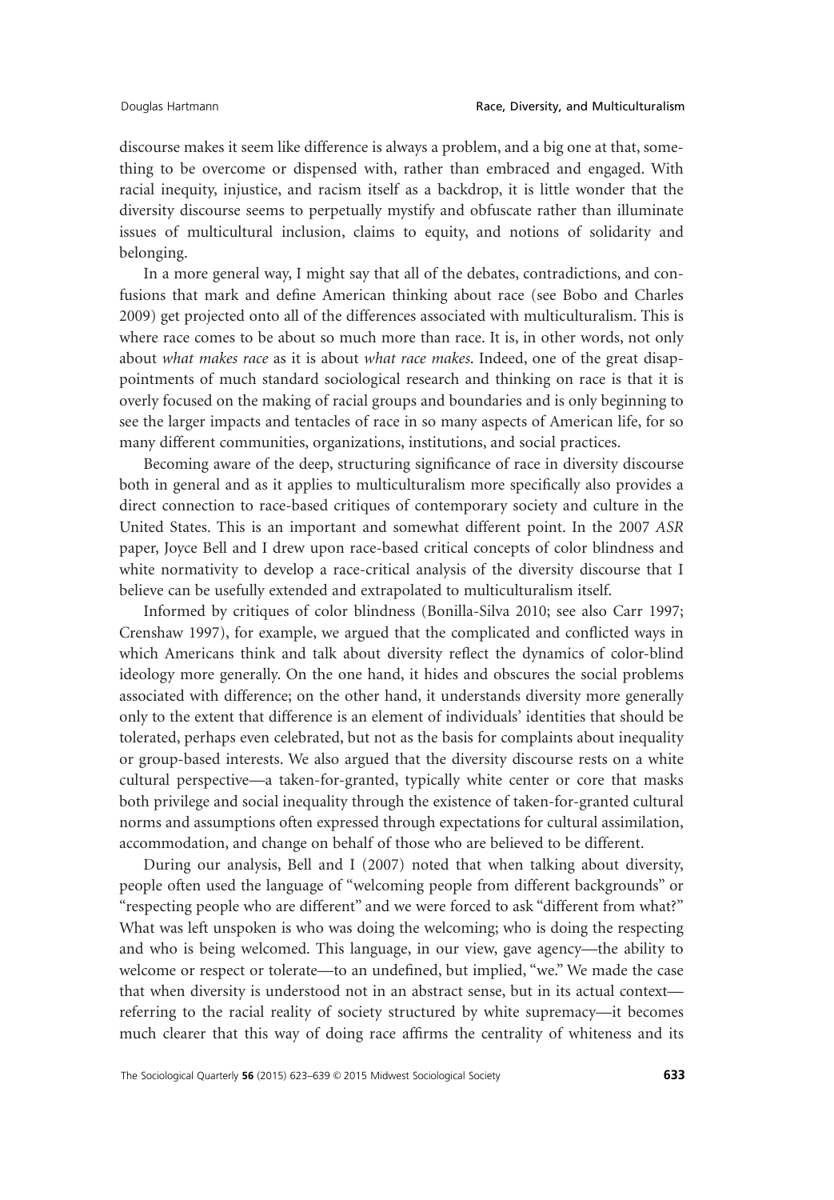discourse makes it seem like difference is always a problem, and a big one at that, something to be overcome or dispensed with, rather than embraced and engaged. With racial inequity, injustice, and racism itself as a backdrop, it is little wonder that the diversity discourse seems to perpetually mystify and obfuscate rather than illuminate issues of multicultural inclusion, claims to equity, and notions of solidarity and belonging.

In a more general way, I might say that all of the debates, contradictions, and confusions that mark and define American thinking about race (see Bobo and Charles 2009) get projected onto all of the differences associated with multiculturalism. This is where race comes to be about so much more than race. It is, in other words, not only about *what makes race* as it is about *what race makes*. Indeed, one of the great disappointments of much standard sociological research and thinking on race is that it is overly focused on the making of racial groups and boundaries and is only beginning to see the larger impacts and tentacles of race in so many aspects of American life, for so many different communities, organizations, institutions, and social practices.

Becoming aware of the deep, structuring significance of race in diversity discourse both in general and as it applies to multiculturalism more specifically also provides a direct connection to race-based critiques of contemporary society and culture in the United States. This is an important and somewhat different point. In the 2007 *ASR* paper, Joyce Bell and I drew upon race-based critical concepts of color blindness and white normativity to develop a race-critical analysis of the diversity discourse that I believe can be usefully extended and extrapolated to multiculturalism itself.

Informed by critiques of color blindness (Bonilla-Silva 2010; see also Carr 1997; Crenshaw 1997), for example, we argued that the complicated and conflicted ways in which Americans think and talk about diversity reflect the dynamics of color-blind ideology more generally. On the one hand, it hides and obscures the social problems associated with difference; on the other hand, it understands diversity more generally only to the extent that difference is an element of individuals' identities that should be tolerated, perhaps even celebrated, but not as the basis for complaints about inequality or group-based interests. We also argued that the diversity discourse rests on a white cultural perspective—a taken-for-granted, typically white center or core that masks both privilege and social inequality through the existence of taken-for-granted cultural norms and assumptions often expressed through expectations for cultural assimilation, accommodation, and change on behalf of those who are believed to be different.

During our analysis, Bell and I (2007) noted that when talking about diversity, people often used the language of "welcoming people from different backgrounds" or "respecting people who are different" and we were forced to ask "different from what?" What was left unspoken is who was doing the welcoming; who is doing the respecting and who is being welcomed. This language, in our view, gave agency—the ability to welcome or respect or tolerate—to an undefined, but implied, "we." We made the case that when diversity is understood not in an abstract sense, but in its actual context—referring to the racial reality of society structured by white supremacy—it becomes much clearer that this way of doing race affirms the centrality of whiteness and its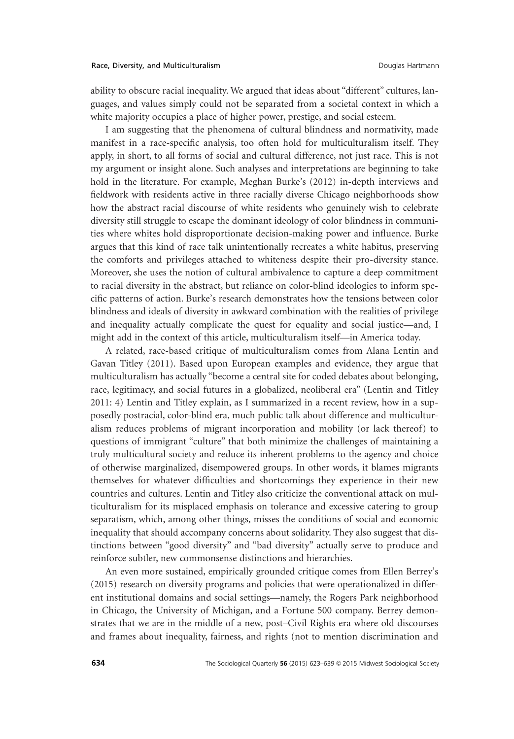ability to obscure racial inequality. We argued that ideas about "different" cultures, languages, and values simply could not be separated from a societal context in which a white majority occupies a place of higher power, prestige, and social esteem.

I am suggesting that the phenomena of cultural blindness and normativity, made manifest in a race-specific analysis, too often hold for multiculturalism itself. They apply, in short, to all forms of social and cultural difference, not just race. This is not my argument or insight alone. Such analyses and interpretations are beginning to take hold in the literature. For example, Meghan Burke's (2012) in-depth interviews and fieldwork with residents active in three racially diverse Chicago neighborhoods show how the abstract racial discourse of white residents who genuinely wish to celebrate diversity still struggle to escape the dominant ideology of color blindness in communities where whites hold disproportionate decision-making power and influence. Burke argues that this kind of race talk unintentionally recreates a white habitus, preserving the comforts and privileges attached to whiteness despite their pro-diversity stance. Moreover, she uses the notion of cultural ambivalence to capture a deep commitment to racial diversity in the abstract, but reliance on color-blind ideologies to inform specific patterns of action. Burke's research demonstrates how the tensions between color blindness and ideals of diversity in awkward combination with the realities of privilege and inequality actually complicate the quest for equality and social justice—and, I might add in the context of this article, multiculturalism itself—in America today.

A related, race-based critique of multiculturalism comes from Alana Lentin and Gavan Titley (2011). Based upon European examples and evidence, they argue that multiculturalism has actually "become a central site for coded debates about belonging, race, legitimacy, and social futures in a globalized, neoliberal era" (Lentin and Titley 2011: 4) Lentin and Titley explain, as I summarized in a recent review, how in a supposedly postracial, color-blind era, much public talk about difference and multiculturalism reduces problems of migrant incorporation and mobility (or lack thereof) to questions of immigrant "culture" that both minimize the challenges of maintaining a truly multicultural society and reduce its inherent problems to the agency and choice of otherwise marginalized, disempowered groups. In other words, it blames migrants themselves for whatever difficulties and shortcomings they experience in their new countries and cultures. Lentin and Titley also criticize the conventional attack on multiculturalism for its misplaced emphasis on tolerance and excessive catering to group separatism, which, among other things, misses the conditions of social and economic inequality that should accompany concerns about solidarity. They also suggest that distinctions between "good diversity" and "bad diversity" actually serve to produce and reinforce subtler, new commonsense distinctions and hierarchies.

An even more sustained, empirically grounded critique comes from Ellen Berrey's (2015) research on diversity programs and policies that were operationalized in different institutional domains and social settings—namely, the Rogers Park neighborhood in Chicago, the University of Michigan, and a Fortune 500 company. Berrey demonstrates that we are in the middle of a new, post–Civil Rights era where old discourses and frames about inequality, fairness, and rights (not to mention discrimination and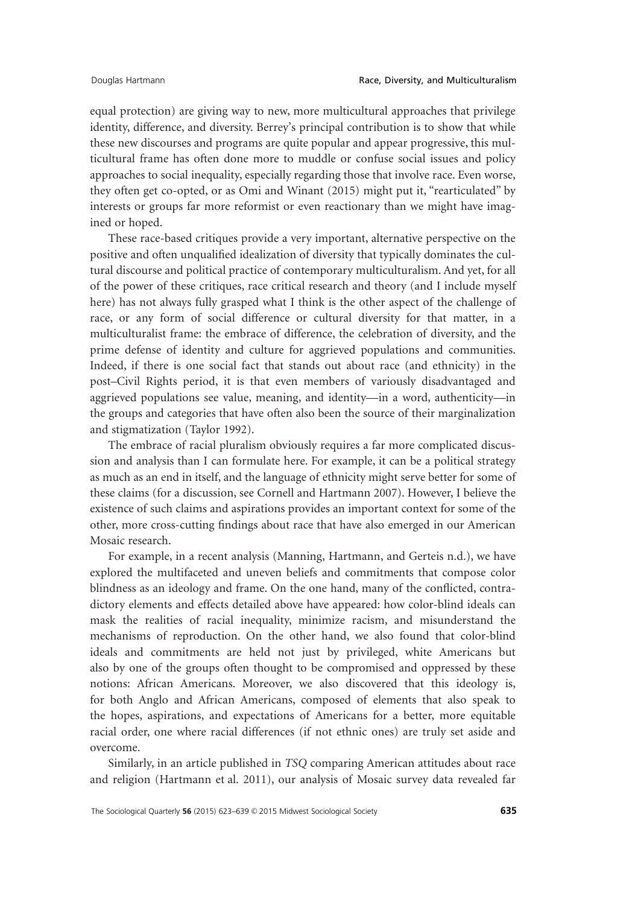equal protection) are giving way to new, more multicultural approaches that privilege identity, difference, and diversity. Berrey's principal contribution is to show that while these new discourses and programs are quite popular and appear progressive, this multicultural frame has often done more to muddle or confuse social issues and policy approaches to social inequality, especially regarding those that involve race. Even worse, they often get co-opted, or as Omi and Winant (2015) might put it, "rearticulated" by interests or groups far more reformist or even reactionary than we might have imagined or hoped.

These race-based critiques provide a very important, alternative perspective on the positive and often unqualified idealization of diversity that typically dominates the cultural discourse and political practice of contemporary multiculturalism. And yet, for all of the power of these critiques, race critical research and theory (and I include myself here) has not always fully grasped what I think is the other aspect of the challenge of race, or any form of social difference or cultural diversity for that matter, in a multiculturalist frame: the embrace of difference, the celebration of diversity, and the prime defense of identity and culture for aggrieved populations and communities. Indeed, if there is one social fact that stands out about race (and ethnicity) in the post–Civil Rights period, it is that even members of variously disadvantaged and aggrieved populations see value, meaning, and identity—in a word, authenticity—in the groups and categories that have often also been the source of their marginalization and stigmatization (Taylor 1992).

The embrace of racial pluralism obviously requires a far more complicated discussion and analysis than I can formulate here. For example, it can be a political strategy as much as an end in itself, and the language of ethnicity might serve better for some of these claims (for a discussion, see Cornell and Hartmann 2007). However, I believe the existence of such claims and aspirations provides an important context for some of the other, more cross-cutting findings about race that have also emerged in our American Mosaic research.

For example, in a recent analysis (Manning, Hartmann, and Gerteis n.d.), we have explored the multifaceted and uneven beliefs and commitments that compose color blindness as an ideology and frame. On the one hand, many of the conflicted, contradictory elements and effects detailed above have appeared: how color-blind ideals can mask the realities of racial inequality, minimize racism, and misunderstand the mechanisms of reproduction. On the other hand, we also found that color-blind ideals and commitments are held not just by privileged, white Americans but also by one of the groups often thought to be compromised and oppressed by these notions: African Americans. Moreover, we also discovered that this ideology is, for both Anglo and African Americans, composed of elements that also speak to the hopes, aspirations, and expectations of Americans for a better, more equitable racial order, one where racial differences (if not ethnic ones) are truly set aside and overcome.

Similarly, in an article published in *TSQ* comparing American attitudes about race and religion (Hartmann et al. 2011), our analysis of Mosaic survey data revealed far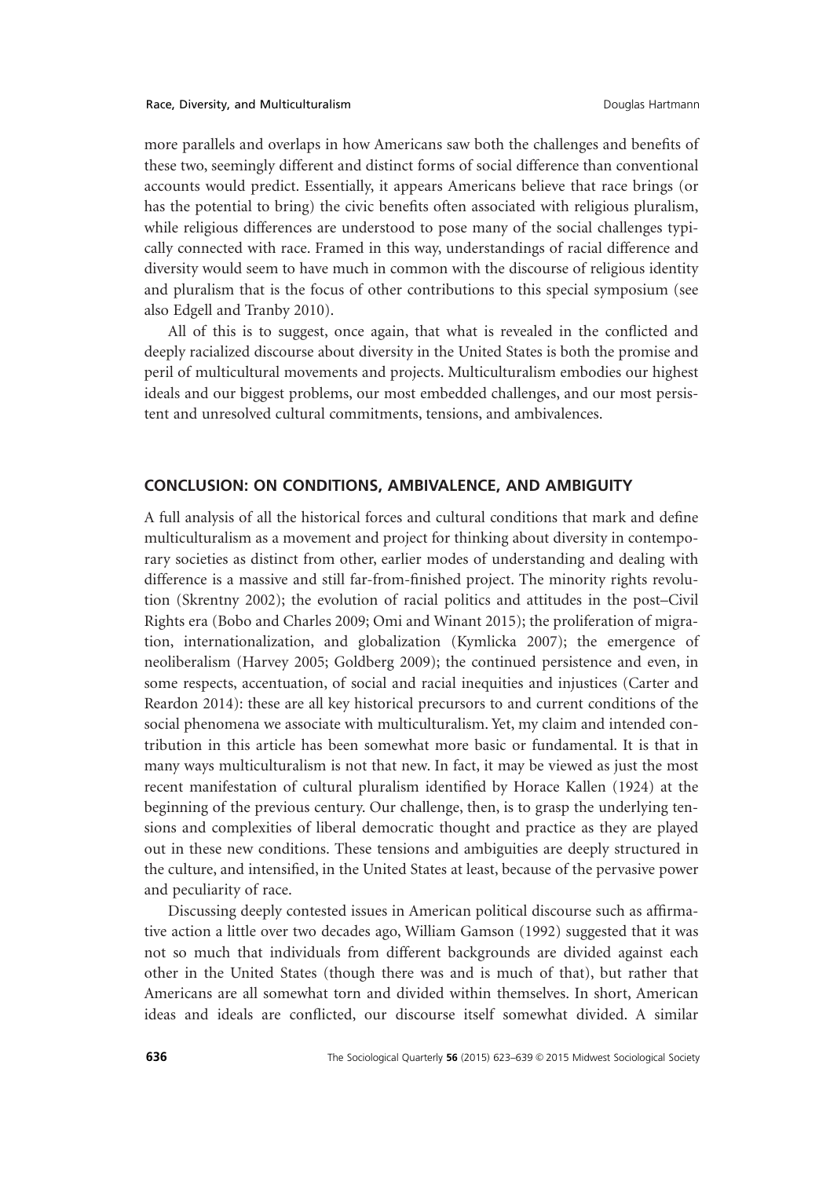more parallels and overlaps in how Americans saw both the challenges and benefits of these two, seemingly different and distinct forms of social difference than conventional accounts would predict. Essentially, it appears Americans believe that race brings (or has the potential to bring) the civic benefits often associated with religious pluralism, while religious differences are understood to pose many of the social challenges typically connected with race. Framed in this way, understandings of racial difference and diversity would seem to have much in common with the discourse of religious identity and pluralism that is the focus of other contributions to this special symposium (see also Edgell and Tranby 2010).

All of this is to suggest, once again, that what is revealed in the conflicted and deeply racialized discourse about diversity in the United States is both the promise and peril of multicultural movements and projects. Multiculturalism embodies our highest ideals and our biggest problems, our most embedded challenges, and our most persistent and unresolved cultural commitments, tensions, and ambivalences.

## CONCLUSION: ON CONDITIONS, AMBIVALENCE, AND AMBIGUITY

A full analysis of all the historical forces and cultural conditions that mark and define multiculturalism as a movement and project for thinking about diversity in contemporary societies as distinct from other, earlier modes of understanding and dealing with difference is a massive and still far-from-finished project. The minority rights revolution (Skrentny 2002); the evolution of racial politics and attitudes in the post–Civil Rights era (Bobo and Charles 2009; Omi and Winant 2015); the proliferation of migration, internationalization, and globalization (Kymlicka 2007); the emergence of neoliberalism (Harvey 2005; Goldberg 2009); the continued persistence and even, in some respects, accentuation, of social and racial inequities and injustices (Carter and Reardon 2014): these are all key historical precursors to and current conditions of the social phenomena we associate with multiculturalism. Yet, my claim and intended contribution in this article has been somewhat more basic or fundamental. It is that in many ways multiculturalism is not that new. In fact, it may be viewed as just the most recent manifestation of cultural pluralism identified by Horace Kallen (1924) at the beginning of the previous century. Our challenge, then, is to grasp the underlying tensions and complexities of liberal democratic thought and practice as they are played out in these new conditions. These tensions and ambiguities are deeply structured in the culture, and intensified, in the United States at least, because of the pervasive power and peculiarity of race.

Discussing deeply contested issues in American political discourse such as affirmative action a little over two decades ago, William Gamson (1992) suggested that it was not so much that individuals from different backgrounds are divided against each other in the United States (though there was and is much of that), but rather that Americans are all somewhat torn and divided within themselves. In short, American ideas and ideals are conflicted, our discourse itself somewhat divided. A similar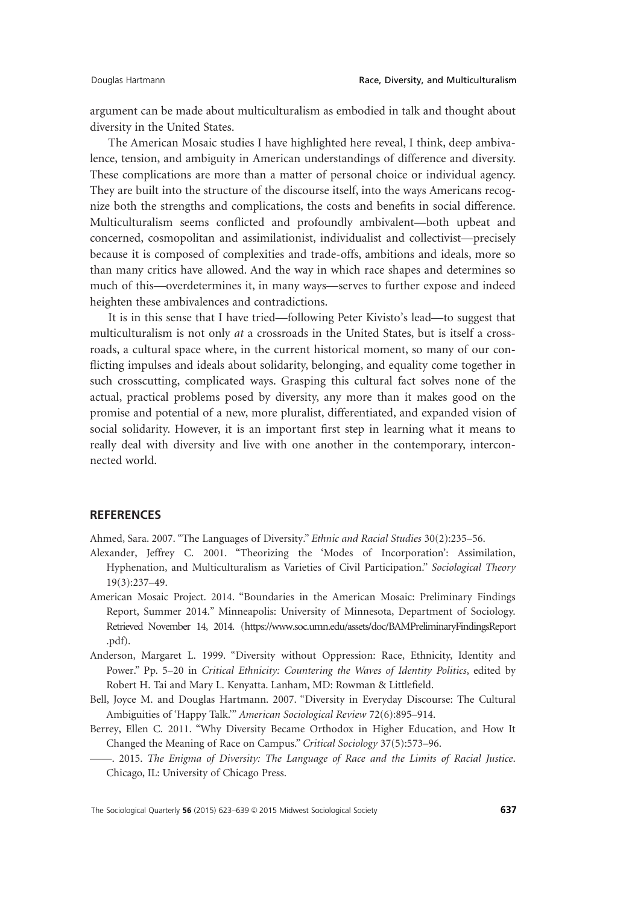argument can be made about multiculturalism as embodied in talk and thought about diversity in the United States.

The American Mosaic studies I have highlighted here reveal, I think, deep ambivalence, tension, and ambiguity in American understandings of difference and diversity. These complications are more than a matter of personal choice or individual agency. They are built into the structure of the discourse itself, into the ways Americans recognize both the strengths and complications, the costs and benefits in social difference. Multiculturalism seems conflicted and profoundly ambivalent—both upbeat and concerned, cosmopolitan and assimilationist, individualist and collectivist—precisely because it is composed of complexities and trade-offs, ambitions and ideals, more so than many critics have allowed. And the way in which race shapes and determines so much of this—overdetermines it, in many ways—serves to further expose and indeed heighten these ambivalences and contradictions.

It is in this sense that I have tried—following Peter Kivisto's lead—to suggest that multiculturalism is not only *at* a crossroads in the United States, but is itself a crossroads, a cultural space where, in the current historical moment, so many of our conflicting impulses and ideals about solidarity, belonging, and equality come together in such crosscutting, complicated ways. Grasping this cultural fact solves none of the actual, practical problems posed by diversity, any more than it makes good on the promise and potential of a new, more pluralist, differentiated, and expanded vision of social solidarity. However, it is an important first step in learning what it means to really deal with diversity and live with one another in the contemporary, interconnected world.

## REFERENCES

Ahmed, Sara. 2007. "The Languages of Diversity." *Ethnic and Racial Studies* 30(2):235–56.

Alexander, Jeffrey C. 2001. "Theorizing the 'Modes of Incorporation': Assimilation, Hyphenation, and Multiculturalism as Varieties of Civil Participation." *Sociological Theory* 19(3):237–49.

American Mosaic Project. 2014. "Boundaries in the American Mosaic: Preliminary Findings Report, Summer 2014." Minneapolis: University of Minnesota, Department of Sociology. Retrieved November 14, 2014. (https://www.soc.umn.edu/assets/doc/BAMPreliminaryFindingsReport.pdf).

Anderson, Margaret L. 1999. "Diversity without Oppression: Race, Ethnicity, Identity and Power." Pp. 5–20 in *Critical Ethnicity: Countering the Waves of Identity Politics*, edited by Robert H. Tai and Mary L. Kenyatta. Lanham, MD: Rowman & Littlefield.

Bell, Joyce M. and Douglas Hartmann. 2007. "Diversity in Everyday Discourse: The Cultural Ambiguities of 'Happy Talk.'" *American Sociological Review* 72(6):895–914.

Berrey, Ellen C. 2011. "Why Diversity Became Orthodox in Higher Education, and How It Changed the Meaning of Race on Campus." *Critical Sociology* 37(5):573–96.

——. 2015. *The Enigma of Diversity: The Language of Race and the Limits of Racial Justice*. Chicago, IL: University of Chicago Press.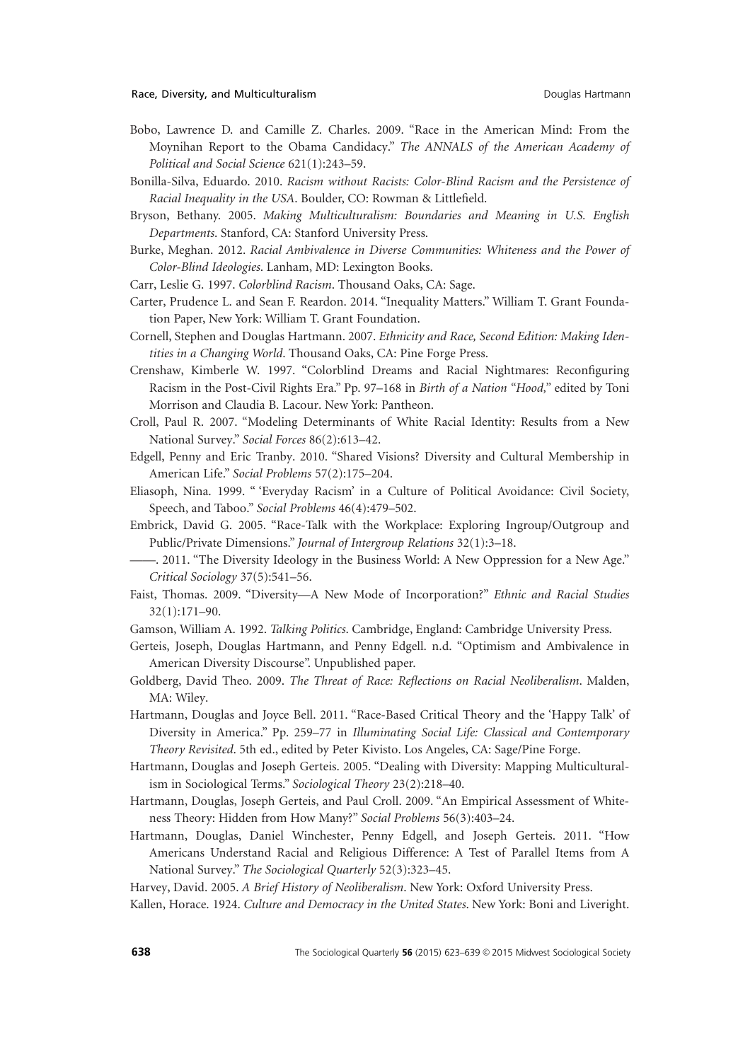Bobo, Lawrence D. and Camille Z. Charles. 2009. "Race in the American Mind: From the Moynihan Report to the Obama Candidacy." *The ANNALS of the American Academy of Political and Social Science* 621(1):243–59.

Bonilla-Silva, Eduardo. 2010. *Racism without Racists: Color-Blind Racism and the Persistence of Racial Inequality in the USA*. Boulder, CO: Rowman & Littlefield.

Bryson, Bethany. 2005. *Making Multiculturalism: Boundaries and Meaning in U.S. English Departments*. Stanford, CA: Stanford University Press.

Burke, Meghan. 2012. *Racial Ambivalence in Diverse Communities: Whiteness and the Power of Color-Blind Ideologies*. Lanham, MD: Lexington Books.

Carr, Leslie G. 1997. *Colorblind Racism*. Thousand Oaks, CA: Sage.

Carter, Prudence L. and Sean F. Reardon. 2014. "Inequality Matters." William T. Grant Foundation Paper, New York: William T. Grant Foundation.

Cornell, Stephen and Douglas Hartmann. 2007. *Ethnicity and Race, Second Edition: Making Identities in a Changing World*. Thousand Oaks, CA: Pine Forge Press.

Crenshaw, Kimberle W. 1997. "Colorblind Dreams and Racial Nightmares: Reconfiguring Racism in the Post-Civil Rights Era." Pp. 97–168 in *Birth of a Nation "Hood,"* edited by Toni Morrison and Claudia B. Lacour. New York: Pantheon.

Croll, Paul R. 2007. "Modeling Determinants of White Racial Identity: Results from a New National Survey." *Social Forces* 86(2):613–42.

Edgell, Penny and Eric Tranby. 2010. "Shared Visions? Diversity and Cultural Membership in American Life." *Social Problems* 57(2):175–204.

Eliasoph, Nina. 1999. " 'Everyday Racism' in a Culture of Political Avoidance: Civil Society, Speech, and Taboo." *Social Problems* 46(4):479–502.

Embrick, David G. 2005. "Race-Talk with the Workplace: Exploring Ingroup/Outgroup and Public/Private Dimensions." *Journal of Intergroup Relations* 32(1):3–18.

——. 2011. "The Diversity Ideology in the Business World: A New Oppression for a New Age." *Critical Sociology* 37(5):541–56.

Faist, Thomas. 2009. "Diversity—A New Mode of Incorporation?" *Ethnic and Racial Studies* 32(1):171–90.

Gamson, William A. 1992. *Talking Politics*. Cambridge, England: Cambridge University Press.

Gerteis, Joseph, Douglas Hartmann, and Penny Edgell. n.d. "Optimism and Ambivalence in American Diversity Discourse". Unpublished paper.

Goldberg, David Theo. 2009. *The Threat of Race: Reflections on Racial Neoliberalism*. Malden, MA: Wiley.

Hartmann, Douglas and Joyce Bell. 2011. "Race-Based Critical Theory and the 'Happy Talk' of Diversity in America." Pp. 259–77 in *Illuminating Social Life: Classical and Contemporary Theory Revisited*. 5th ed., edited by Peter Kivisto. Los Angeles, CA: Sage/Pine Forge.

Hartmann, Douglas and Joseph Gerteis. 2005. "Dealing with Diversity: Mapping Multiculturalism in Sociological Terms." *Sociological Theory* 23(2):218–40.

Hartmann, Douglas, Joseph Gerteis, and Paul Croll. 2009. "An Empirical Assessment of Whiteness Theory: Hidden from How Many?" *Social Problems* 56(3):403–24.

Hartmann, Douglas, Daniel Winchester, Penny Edgell, and Joseph Gerteis. 2011. "How Americans Understand Racial and Religious Difference: A Test of Parallel Items from A National Survey." *The Sociological Quarterly* 52(3):323–45.

Harvey, David. 2005. *A Brief History of Neoliberalism*. New York: Oxford University Press.

Kallen, Horace. 1924. *Culture and Democracy in the United States*. New York: Boni and Liveright.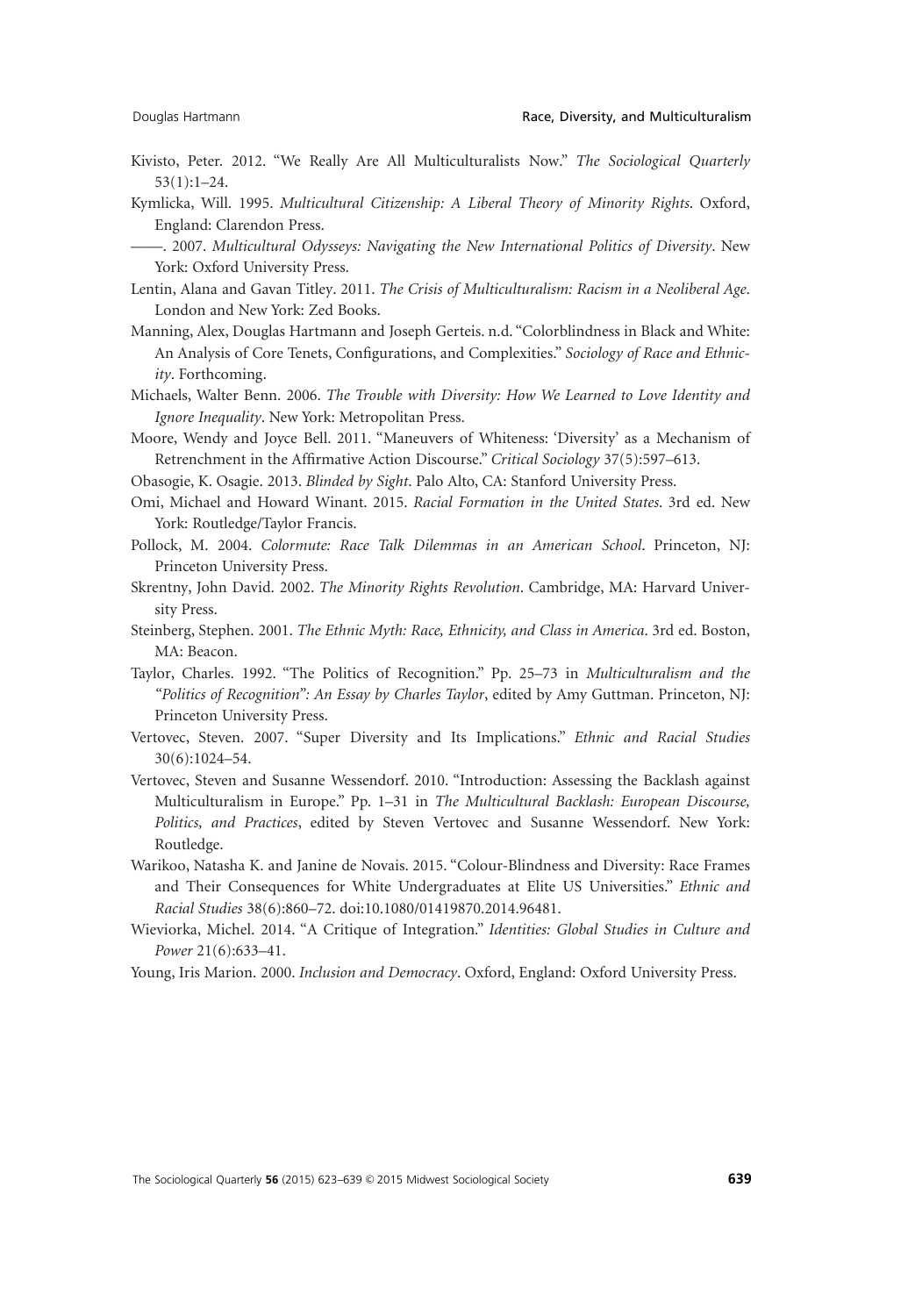Kivisto, Peter. 2012. "We Really Are All Multiculturalists Now." *The Sociological Quarterly* 53(1):1–24.

Kymlicka, Will. 1995. *Multicultural Citizenship: A Liberal Theory of Minority Rights*. Oxford, England: Clarendon Press.

——. 2007. *Multicultural Odysseys: Navigating the New International Politics of Diversity*. New York: Oxford University Press.

Lentin, Alana and Gavan Titley. 2011. *The Crisis of Multiculturalism: Racism in a Neoliberal Age*. London and New York: Zed Books.

Manning, Alex, Douglas Hartmann and Joseph Gerteis. n.d. "Colorblindness in Black and White: An Analysis of Core Tenets, Configurations, and Complexities." *Sociology of Race and Ethnicity*. Forthcoming.

Michaels, Walter Benn. 2006. *The Trouble with Diversity: How We Learned to Love Identity and Ignore Inequality*. New York: Metropolitan Press.

Moore, Wendy and Joyce Bell. 2011. "Maneuvers of Whiteness: 'Diversity' as a Mechanism of Retrenchment in the Affirmative Action Discourse." *Critical Sociology* 37(5):597–613.

Obasogie, K. Osagie. 2013. *Blinded by Sight*. Palo Alto, CA: Stanford University Press.

Omi, Michael and Howard Winant. 2015. *Racial Formation in the United States*. 3rd ed. New York: Routledge/Taylor Francis.

Pollock, M. 2004. *Colormute: Race Talk Dilemmas in an American School*. Princeton, NJ: Princeton University Press.

Skrentny, John David. 2002. *The Minority Rights Revolution*. Cambridge, MA: Harvard University Press.

Steinberg, Stephen. 2001. *The Ethnic Myth: Race, Ethnicity, and Class in America*. 3rd ed. Boston, MA: Beacon.

Taylor, Charles. 1992. "The Politics of Recognition." Pp. 25–73 in *Multiculturalism and the "Politics of Recognition": An Essay by Charles Taylor*, edited by Amy Guttman. Princeton, NJ: Princeton University Press.

Vertovec, Steven. 2007. "Super Diversity and Its Implications." *Ethnic and Racial Studies* 30(6):1024–54.

Vertovec, Steven and Susanne Wessendorf. 2010. "Introduction: Assessing the Backlash against Multiculturalism in Europe." Pp. 1–31 in *The Multicultural Backlash: European Discourse, Politics, and Practices*, edited by Steven Vertovec and Susanne Wessendorf. New York: Routledge.

Warikoo, Natasha K. and Janine de Novais. 2015. "Colour-Blindness and Diversity: Race Frames and Their Consequences for White Undergraduates at Elite US Universities." *Ethnic and Racial Studies* 38(6):860–72. doi:10.1080/01419870.2014.96481.

Wieviorka, Michel. 2014. "A Critique of Integration." *Identities: Global Studies in Culture and Power* 21(6):633–41.

Young, Iris Marion. 2000. *Inclusion and Democracy*. Oxford, England: Oxford University Press.